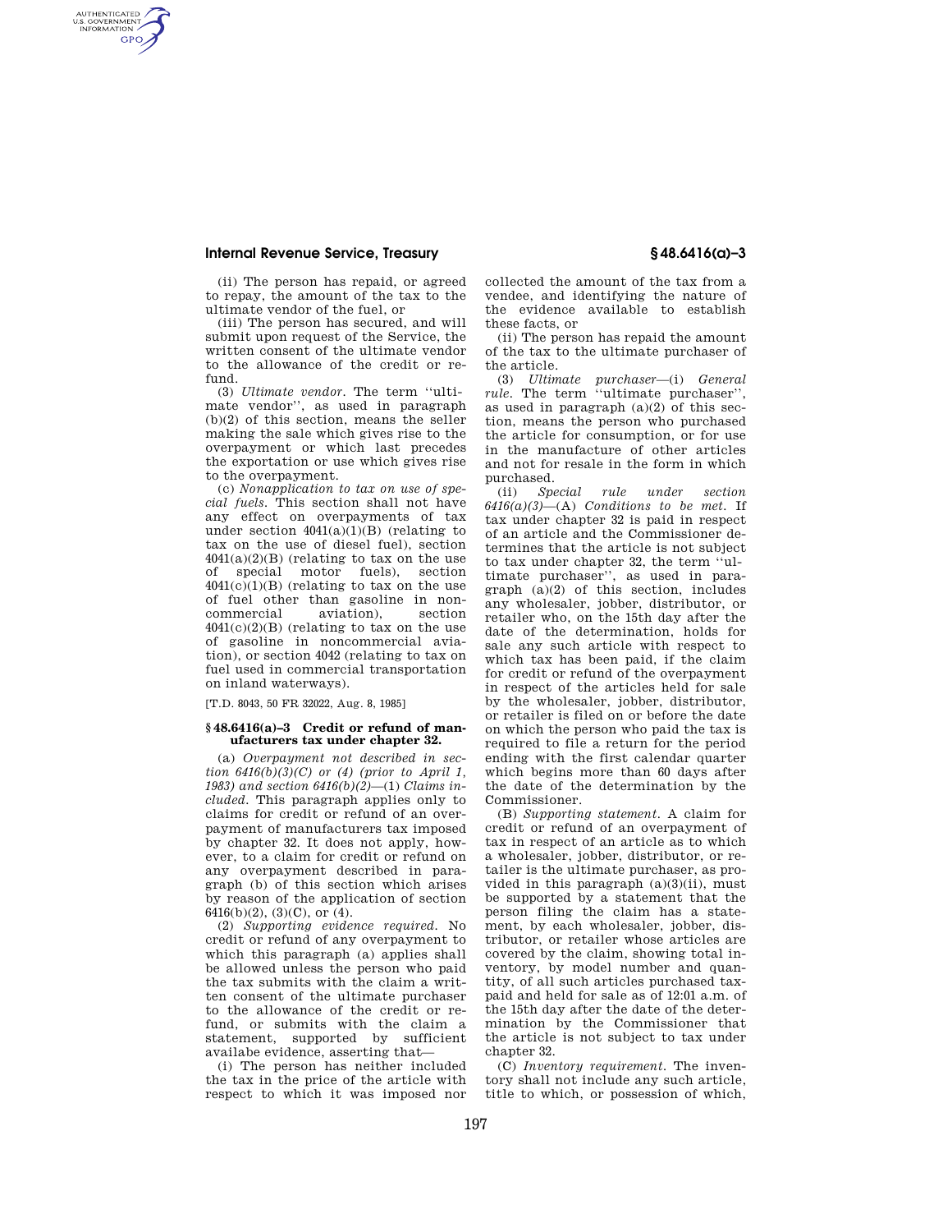(ii) The person has repaid, or agreed to repay, the amount of the tax to the ultimate vendor of the fuel, or

(iii) The person has secured, and will submit upon request of the Service, the written consent of the ultimate vendor to the allowance of the credit or refund.

(3) *Ultimate vendor.* The term "ultimate vendor", as used in paragraph (b)(2) of this section, means the seller making the sale which gives rise to the overpayment or which last precedes the exportation or use which gives rise to the overpayment.

(c) *Nonapplication to tax on use of special fuels.* This section shall not have any effect on overpayments of tax under section 4041(a)(1)(B) (relating to tax on the use of diesel fuel), section 4041(a)(2)(B) (relating to tax on the use of special motor fuels), section 4041(c)(1)(B) (relating to tax on the use of fuel other than gasoline in noncommercial aviation), section 4041(c)(2)(B) (relating to tax on the use of gasoline in noncommercial aviation), or section 4042 (relating to tax on fuel used in commercial transportation on inland waterways).

[T.D. 8043, 50 FR 32022, Aug. 8, 1985]

### § 48.6416(a)–3 Credit or refund of manufacturers tax under chapter 32.

(a) *Overpayment not described in section 6416(b)(3)(C) or (4) (prior to April 1, 1983) and section 6416(b)(2)*—(1) *Claims included.* This paragraph applies only to claims for credit or refund of an overpayment of manufacturers tax imposed by chapter 32. It does not apply, however, to a claim for credit or refund on any overpayment described in paragraph (b) of this section which arises by reason of the application of section 6416(b)(2), (3)(C), or (4).

(2) *Supporting evidence required.* No credit or refund of any overpayment to which this paragraph (a) applies shall be allowed unless the person who paid the tax submits with the claim a written consent of the ultimate purchaser to the allowance of the credit or refund, or submits with the claim a statement, supported by sufficient availabe evidence, asserting that—

(i) The person has neither included the tax in the price of the article with respect to which it was imposed nor collected the amount of the tax from a vendee, and identifying the nature of the evidence available to establish these facts, or

(ii) The person has repaid the amount of the tax to the ultimate purchaser of the article.

(3) *Ultimate purchaser*—(i) *General rule.* The term "ultimate purchaser", as used in paragraph (a)(2) of this section, means the person who purchased the article for consumption, or for use in the manufacture of other articles and not for resale in the form in which purchased.

(ii) *Special rule under section 6416(a)(3)*—(A) *Conditions to be met.* If tax under chapter 32 is paid in respect of an article and the Commissioner determines that the article is not subject to tax under chapter 32, the term "ultimate purchaser", as used in paragraph (a)(2) of this section, includes any wholesaler, jobber, distributor, or retailer who, on the 15th day after the date of the determination, holds for sale any such article with respect to which tax has been paid, if the claim for credit or refund of the overpayment in respect of the articles held for sale by the wholesaler, jobber, distributor, or retailer is filed on or before the date on which the person who paid the tax is required to file a return for the period ending with the first calendar quarter which begins more than 60 days after the date of the determination by the Commissioner.

(B) *Supporting statement.* A claim for credit or refund of an overpayment of tax in respect of an article as to which a wholesaler, jobber, distributor, or retailer is the ultimate purchaser, as provided in this paragraph (a)(3)(ii), must be supported by a statement that the person filing the claim has a statement, by each wholesaler, jobber, distributor, or retailer whose articles are covered by the claim, showing total inventory, by model number and quantity, of all such articles purchased tax-paid and held for sale as of 12:01 a.m. of the 15th day after the date of the determination by the Commissioner that the article is not subject to tax under chapter 32.

(C) *Inventory requirement.* The inventory shall not include any such article, title to which, or possession of which,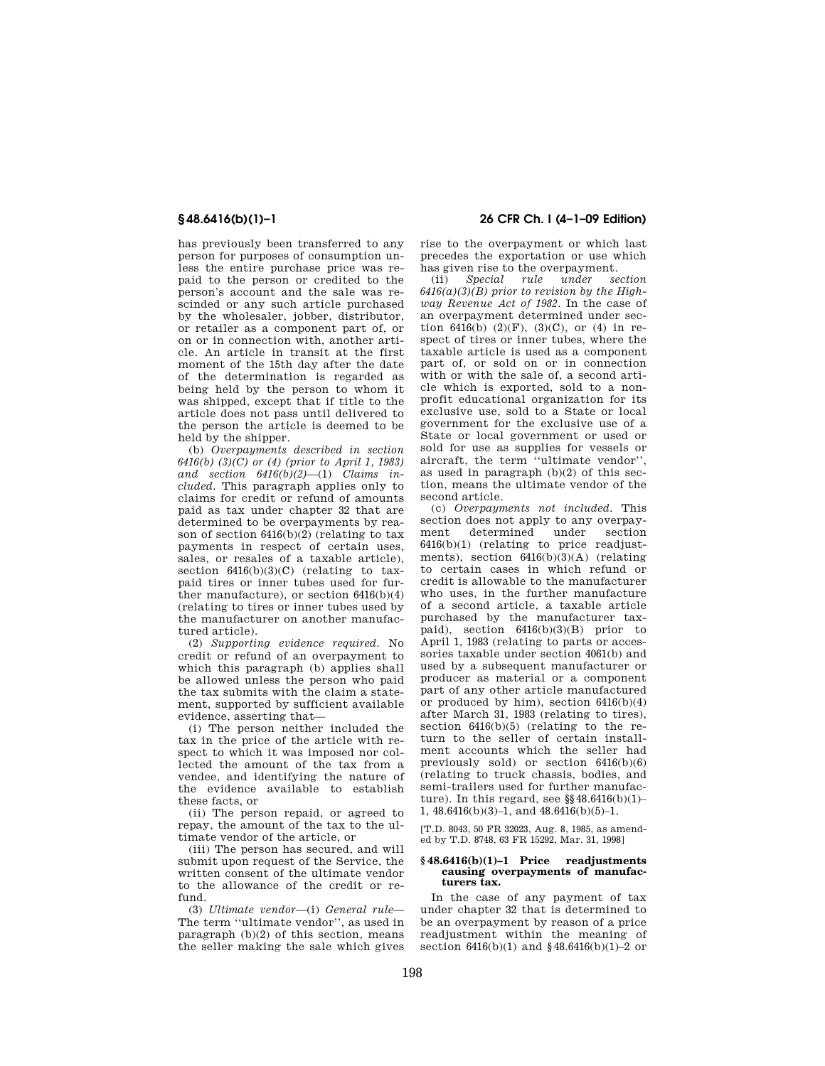has previously been transferred to any person for purposes of consumption unless the entire purchase price was repaid to the person or credited to the person's account and the sale was rescinded or any such article purchased by the wholesaler, jobber, distributor, or retailer as a component part of, or on or in connection with, another article. An article in transit at the first moment of the 15th day after the date of the determination is regarded as being held by the person to whom it was shipped, except that if title to the article does not pass until delivered to the person the article is deemed to be held by the shipper.

(b) *Overpayments described in section 6416(b) (3)(C) or (4) (prior to April 1, 1983) and section 6416(b)(2)*—(1) *Claims included.* This paragraph applies only to claims for credit or refund of amounts paid as tax under chapter 32 that are determined to be overpayments by reason of section 6416(b)(2) (relating to tax payments in respect of certain uses, sales, or resales of a taxable article), section 6416(b)(3)(C) (relating to taxpaid tires or inner tubes used for further manufacture), or section 6416(b)(4) (relating to tires or inner tubes used by the manufacturer on another manufactured article).

(2) *Supporting evidence required.* No credit or refund of an overpayment to which this paragraph (b) applies shall be allowed unless the person who paid the tax submits with the claim a statement, supported by sufficient available evidence, asserting that—

(i) The person neither included the tax in the price of the article with respect to which it was imposed nor collected the amount of the tax from a vendee, and identifying the nature of the evidence available to establish these facts, or

(ii) The person repaid, or agreed to repay, the amount of the tax to the ultimate vendor of the article, or

(iii) The person has secured, and will submit upon request of the Service, the written consent of the ultimate vendor to the allowance of the credit or refund.

(3) *Ultimate vendor*—(i) *General rule*—The term "ultimate vendor", as used in paragraph (b)(2) of this section, means the seller making the sale which gives rise to the overpayment or which last precedes the exportation or use which has given rise to the overpayment.

(ii) *Special rule under section 6416(a)(3)(B) prior to revision by the Highway Revenue Act of 1982.* In the case of an overpayment determined under section 6416(b) (2)(F), (3)(C), or (4) in respect of tires or inner tubes, where the taxable article is used as a component part of, or sold on or in connection with or with the sale of, a second article which is exported, sold to a nonprofit educational organization for its exclusive use, sold to a State or local government for the exclusive use of a State or local government or used or sold for use as supplies for vessels or aircraft, the term "ultimate vendor", as used in paragraph (b)(2) of this section, means the ultimate vendor of the second article.

(c) *Overpayments not included.* This section does not apply to any overpayment determined under section 6416(b)(1) (relating to price readjustments), section 6416(b)(3)(A) (relating to certain cases in which refund or credit is allowable to the manufacturer who uses, in the further manufacture of a second article, a taxable article purchased by the manufacturer taxpaid), section 6416(b)(3)(B) prior to April 1, 1983 (relating to parts or accessories taxable under section 4061(b) and used by a subsequent manufacturer or producer as material or a component part of any other article manufactured or produced by him), section 6416(b)(4) after March 31, 1983 (relating to tires), section 6416(b)(5) (relating to the return to the seller of certain installment accounts which the seller had previously sold) or section 6416(b)(6) (relating to truck chassis, bodies, and semi-trailers used for further manufacture). In this regard, see §§48.6416(b)(1)–1, 48.6416(b)(3)–1, and 48.6416(b)(5)–1.

[T.D. 8043, 50 FR 32023, Aug. 8, 1985, as amended by T.D. 8748, 63 FR 15292, Mar. 31, 1998]

## §48.6416(b)(1)–1 Price readjustments causing overpayments of manufacturers tax.

In the case of any payment of tax under chapter 32 that is determined to be an overpayment by reason of a price readjustment within the meaning of section 6416(b)(1) and §48.6416(b)(1)–2 or